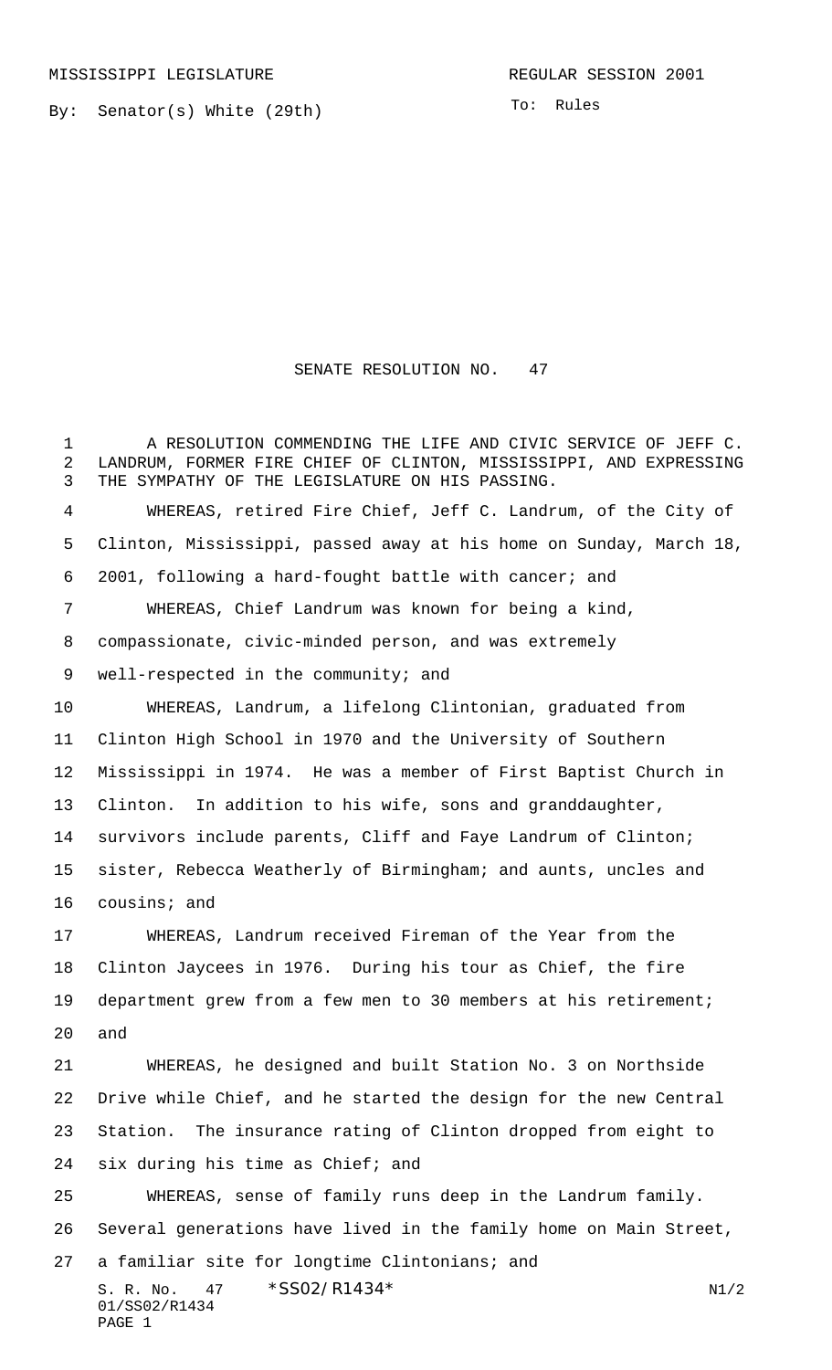MISSISSIPPI LEGISLATURE REGULAR SESSION 2001

By: Senator(s) White (29th)

To: Rules

# SENATE RESOLUTION NO. 47

A RESOLUTION COMMENDING THE LIFE AND CIVIC SERVICE OF JEFF C. LANDRUM, FORMER FIRE CHIEF OF CLINTON, MISSISSIPPI, AND EXPRESSING THE SYMPATHY OF THE LEGISLATURE ON HIS PASSING.

WHEREAS, retired Fire Chief, Jeff C. Landrum, of the City of Clinton, Mississippi, passed away at his home on Sunday, March 18, 2001, following a hard-fought battle with cancer; and

WHEREAS, Chief Landrum was known for being a kind, compassionate, civic-minded person, and was extremely well-respected in the community; and

WHEREAS, Landrum, a lifelong Clintonian, graduated from Clinton High School in 1970 and the University of Southern Mississippi in 1974. He was a member of First Baptist Church in Clinton. In addition to his wife, sons and granddaughter, survivors include parents, Cliff and Faye Landrum of Clinton; sister, Rebecca Weatherly of Birmingham; and aunts, uncles and cousins; and

WHEREAS, Landrum received Fireman of the Year from the Clinton Jaycees in 1976. During his tour as Chief, the fire department grew from a few men to 30 members at his retirement; and

WHEREAS, he designed and built Station No. 3 on Northside Drive while Chief, and he started the design for the new Central Station. The insurance rating of Clinton dropped from eight to six during his time as Chief; and

WHEREAS, sense of family runs deep in the Landrum family. Several generations have lived in the family home on Main Street, a familiar site for longtime Clintonians; and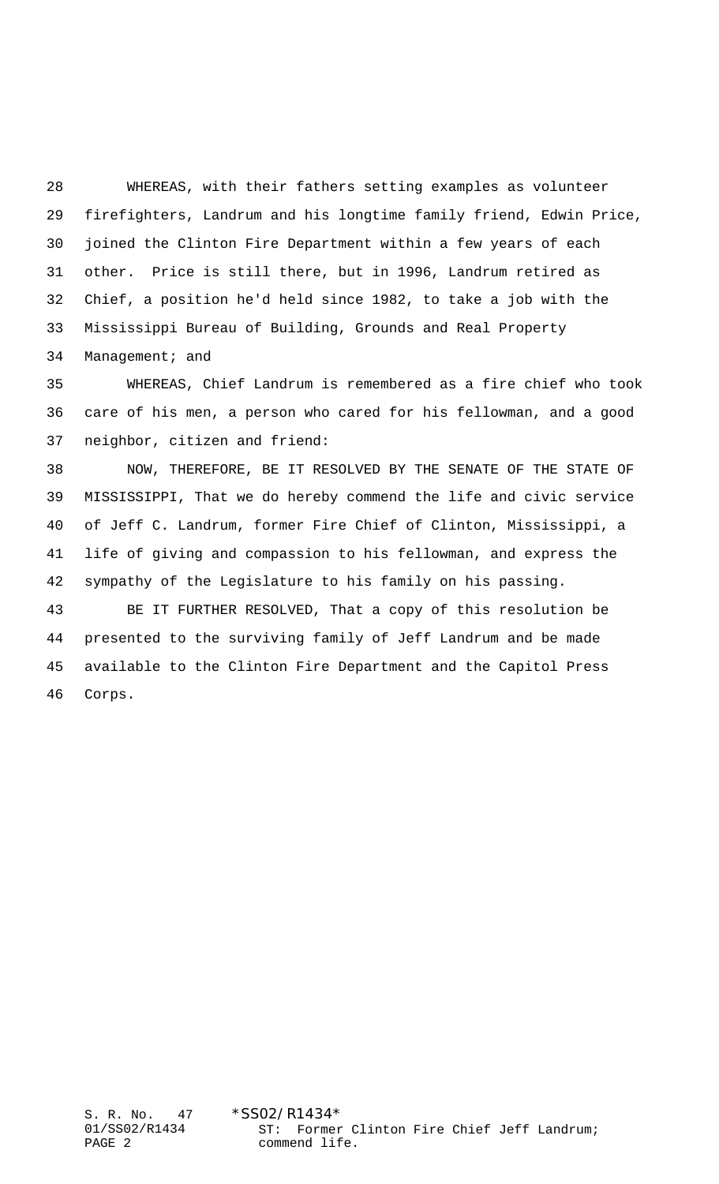WHEREAS, with their fathers setting examples as volunteer firefighters, Landrum and his longtime family friend, Edwin Price, joined the Clinton Fire Department within a few years of each other. Price is still there, but in 1996, Landrum retired as Chief, a position he'd held since 1982, to take a job with the Mississippi Bureau of Building, Grounds and Real Property Management; and

WHEREAS, Chief Landrum is remembered as a fire chief who took care of his men, a person who cared for his fellowman, and a good neighbor, citizen and friend:

NOW, THEREFORE, BE IT RESOLVED BY THE SENATE OF THE STATE OF MISSISSIPPI, That we do hereby commend the life and civic service of Jeff C. Landrum, former Fire Chief of Clinton, Mississippi, a life of giving and compassion to his fellowman, and express the sympathy of the Legislature to his family on his passing.

BE IT FURTHER RESOLVED, That a copy of this resolution be presented to the surviving family of Jeff Landrum and be made available to the Clinton Fire Department and the Capitol Press Corps.